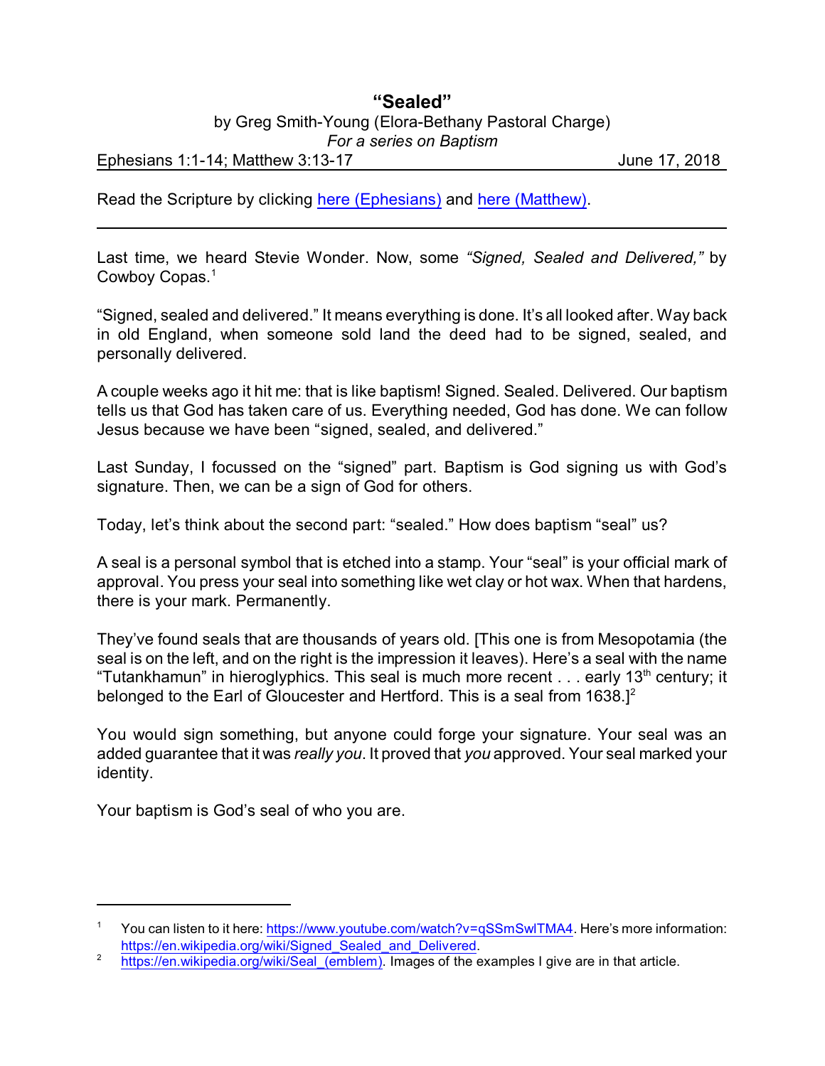# "Sealed"

by Greg Smith-Young (Elora-Bethany Pastoral Charge)
*For a series on Baptism*

Ephesians 1:1-14; Matthew 3:13-17 — June 17, 2018

Read the Scripture by clicking here (Ephesians) and here (Matthew).

---

Last time, we heard Stevie Wonder. Now, some *"Signed, Sealed and Delivered,"* by Cowboy Copas.[1]

"Signed, sealed and delivered." It means everything is done. It's all looked after. Way back in old England, when someone sold land the deed had to be signed, sealed, and personally delivered.

A couple weeks ago it hit me: that is like baptism! Signed. Sealed. Delivered. Our baptism tells us that God has taken care of us. Everything needed, God has done. We can follow Jesus because we have been "signed, sealed, and delivered."

Last Sunday, I focussed on the "signed" part. Baptism is God signing us with God's signature. Then, we can be a sign of God for others.

Today, let's think about the second part: "sealed." How does baptism "seal" us?

A seal is a personal symbol that is etched into a stamp. Your "seal" is your official mark of approval. You press your seal into something like wet clay or hot wax. When that hardens, there is your mark. Permanently.

They've found seals that are thousands of years old. [This one is from Mesopotamia (the seal is on the left, and on the right is the impression it leaves). Here's a seal with the name "Tutankhamun" in hieroglyphics. This seal is much more recent . . . early 13th century; it belonged to the Earl of Gloucester and Hertford. This is a seal from 1638.][2]

You would sign something, but anyone could forge your signature. Your seal was an added guarantee that it was *really you*. It proved that *you* approved. Your seal marked your identity.

Your baptism is God's seal of who you are.

---

[1] You can listen to it here: https://www.youtube.com/watch?v=qSSmSwlTMA4. Here's more information: https://en.wikipedia.org/wiki/Signed_Sealed_and_Delivered.

[2] https://en.wikipedia.org/wiki/Seal_(emblem). Images of the examples I give are in that article.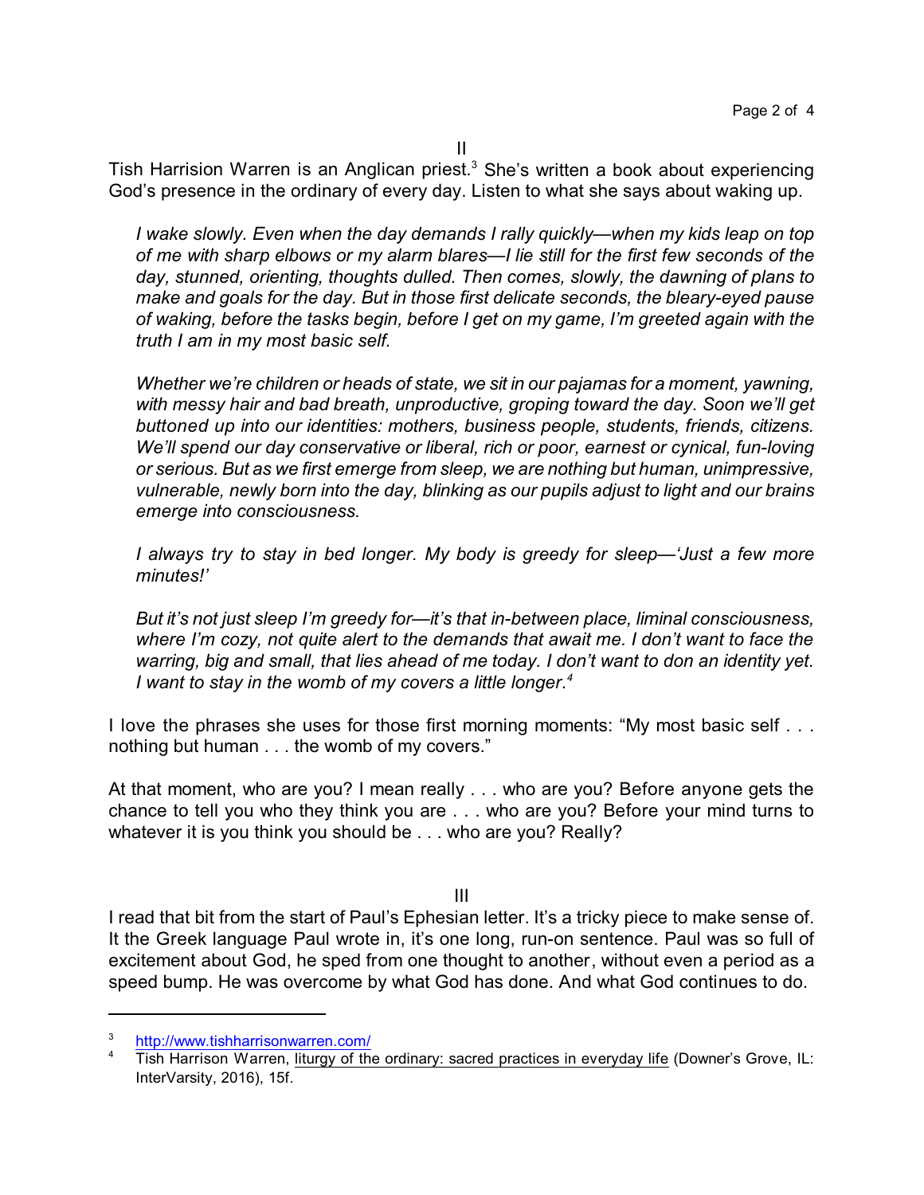II

Tish Harrison Warren is an Anglican priest.[3] She's written a book about experiencing God's presence in the ordinary of every day. Listen to what she says about waking up.

> *I wake slowly. Even when the day demands I rally quickly—when my kids leap on top of me with sharp elbows or my alarm blares—I lie still for the first few seconds of the day, stunned, orienting, thoughts dulled. Then comes, slowly, the dawning of plans to make and goals for the day. But in those first delicate seconds, the bleary-eyed pause of waking, before the tasks begin, before I get on my game, I'm greeted again with the truth I am in my most basic self.*
>
> *Whether we're children or heads of state, we sit in our pajamas for a moment, yawning, with messy hair and bad breath, unproductive, groping toward the day. Soon we'll get buttoned up into our identities: mothers, business people, students, friends, citizens. We'll spend our day conservative or liberal, rich or poor, earnest or cynical, fun-loving or serious. But as we first emerge from sleep, we are nothing but human, unimpressive, vulnerable, newly born into the day, blinking as our pupils adjust to light and our brains emerge into consciousness.*
>
> *I always try to stay in bed longer. My body is greedy for sleep—'Just a few more minutes!'*
>
> *But it's not just sleep I'm greedy for—it's that in-between place, liminal consciousness, where I'm cozy, not quite alert to the demands that await me. I don't want to face the warring, big and small, that lies ahead of me today. I don't want to don an identity yet. I want to stay in the womb of my covers a little longer.*[4]

I love the phrases she uses for those first morning moments: "My most basic self . . . nothing but human . . . the womb of my covers."

At that moment, who are you? I mean really . . . who are you? Before anyone gets the chance to tell you who they think you are . . . who are you? Before your mind turns to whatever it is you think you should be . . . who are you? Really?

III

I read that bit from the start of Paul's Ephesian letter. It's a tricky piece to make sense of. It the Greek language Paul wrote in, it's one long, run-on sentence. Paul was so full of excitement about God, he sped from one thought to another, without even a period as a speed bump. He was overcome by what God has done. And what God continues to do.

---

[3] http://www.tishharrisonwarren.com/

[4] Tish Harrison Warren, liturgy of the ordinary: sacred practices in everyday life (Downer's Grove, IL: InterVarsity, 2016), 15f.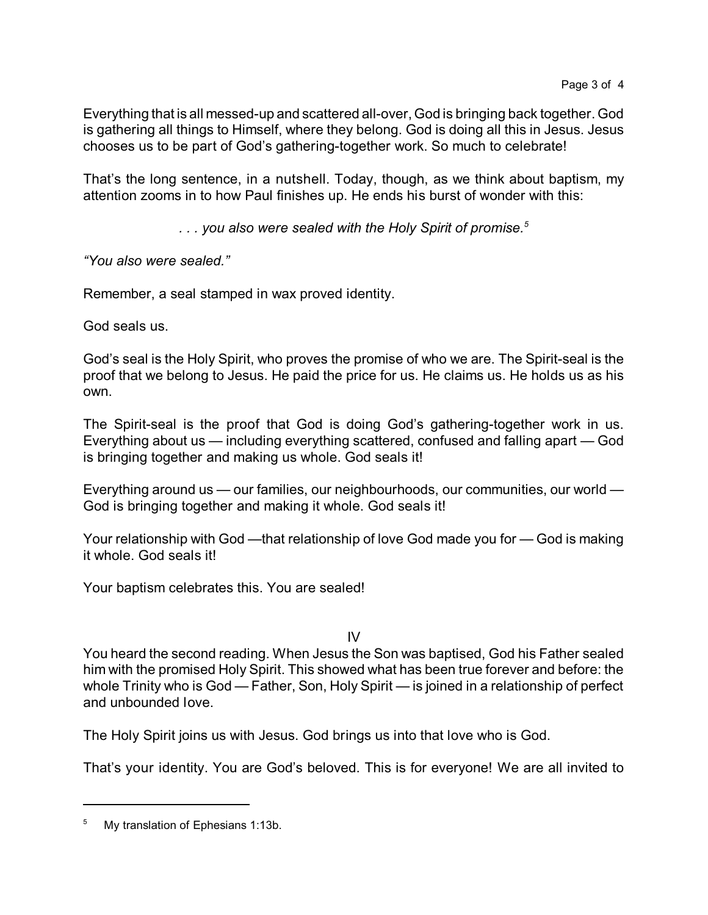Everything that is all messed-up and scattered all-over, God is bringing back together. God is gathering all things to Himself, where they belong. God is doing all this in Jesus. Jesus chooses us to be part of God's gathering-together work. So much to celebrate!

That's the long sentence, in a nutshell. Today, though, as we think about baptism, my attention zooms in to how Paul finishes up. He ends his burst of wonder with this:

> *. . . you also were sealed with the Holy Spirit of promise.*[5]

*"You also were sealed."*

Remember, a seal stamped in wax proved identity.

God seals us.

God's seal is the Holy Spirit, who proves the promise of who we are. The Spirit-seal is the proof that we belong to Jesus. He paid the price for us. He claims us. He holds us as his own.

The Spirit-seal is the proof that God is doing God's gathering-together work in us. Everything about us — including everything scattered, confused and falling apart — God is bringing together and making us whole. God seals it!

Everything around us — our families, our neighbourhoods, our communities, our world — God is bringing together and making it whole. God seals it!

Your relationship with God —that relationship of love God made you for — God is making it whole. God seals it!

Your baptism celebrates this. You are sealed!

## IV

You heard the second reading. When Jesus the Son was baptised, God his Father sealed him with the promised Holy Spirit. This showed what has been true forever and before: the whole Trinity who is God — Father, Son, Holy Spirit — is joined in a relationship of perfect and unbounded love.

The Holy Spirit joins us with Jesus. God brings us into that love who is God.

That's your identity. You are God's beloved. This is for everyone! We are all invited to

---

[5] My translation of Ephesians 1:13b.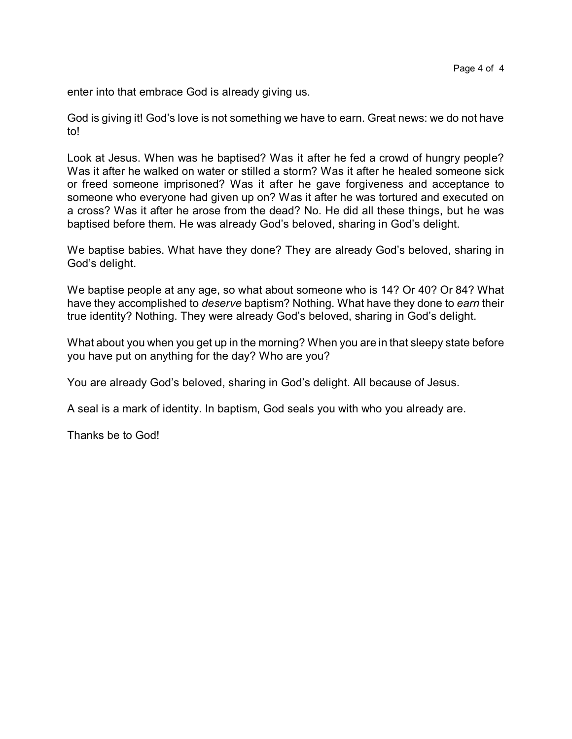enter into that embrace God is already giving us.

God is giving it! God's love is not something we have to earn. Great news: we do not have to!

Look at Jesus. When was he baptised? Was it after he fed a crowd of hungry people? Was it after he walked on water or stilled a storm? Was it after he healed someone sick or freed someone imprisoned? Was it after he gave forgiveness and acceptance to someone who everyone had given up on? Was it after he was tortured and executed on a cross? Was it after he arose from the dead? No. He did all these things, but he was baptised before them. He was already God's beloved, sharing in God's delight.

We baptise babies. What have they done? They are already God's beloved, sharing in God's delight.

We baptise people at any age, so what about someone who is 14? Or 40? Or 84? What have they accomplished to *deserve* baptism? Nothing. What have they done to *earn* their true identity? Nothing. They were already God's beloved, sharing in God's delight.

What about you when you get up in the morning? When you are in that sleepy state before you have put on anything for the day? Who are you?

You are already God's beloved, sharing in God's delight. All because of Jesus.

A seal is a mark of identity. In baptism, God seals you with who you already are.

Thanks be to God!